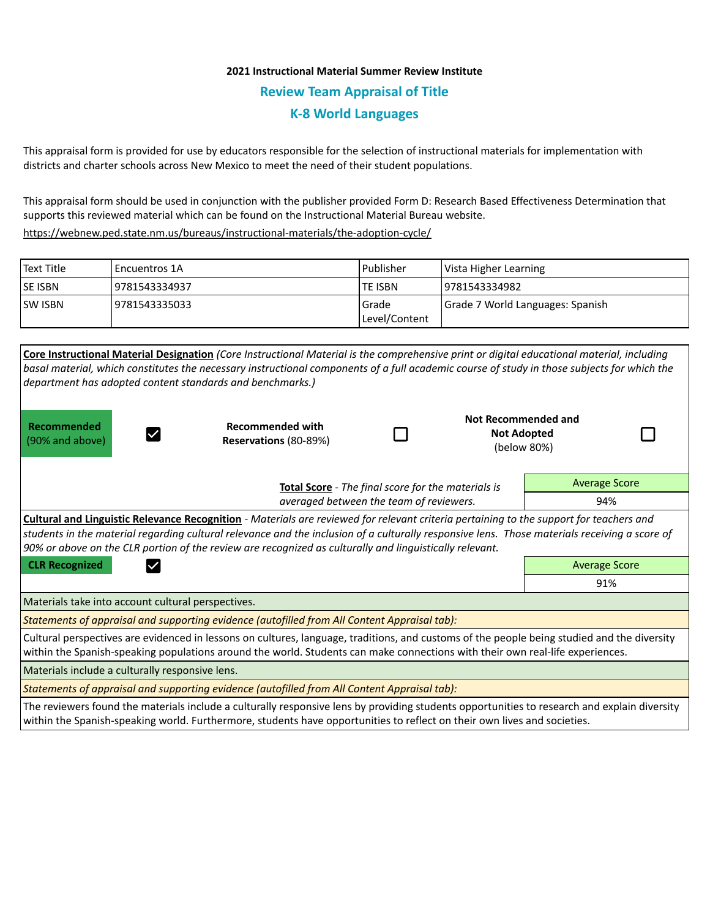**2021 Instructional Material Summer Review Institute**

## Review Team Appraisal of Title

## K-8 World Languages

This appraisal form is provided for use by educators responsible for the selection of instructional materials for implementation with districts and charter schools across New Mexico to meet the need of their student populations.

This appraisal form should be used in conjunction with the publisher provided Form D: Research Based Effectiveness Determination that supports this reviewed material which can be found on the Instructional Material Bureau website.
https://webnew.ped.state.nm.us/bureaus/instructional-materials/the-adoption-cycle/

| Text Title | Encuentros 1A | Publisher | Vista Higher Learning |
|---|---|---|---|
| SE ISBN | 9781543334937 | TE ISBN | 9781543334982 |
| SW ISBN | 9781543335033 | Grade Level/Content | Grade 7 World Languages: Spanish |

**Core Instructional Material Designation** *(Core Instructional Material is the comprehensive print or digital educational material, including basal material, which constitutes the necessary instructional components of a full academic course of study in those subjects for which the department has adopted content standards and benchmarks.)*

| **Recommended** (90% and above) | ☑ | **Recommended with Reservations** (80-89%) | ☐ | **Not Recommended and Not Adopted** (below 80%) | ☐ |
|---|---|---|---|---|---|

**Total Score** - *The final score for the materials is averaged between the team of reviewers.*

| Average Score |
|---|
| 94% |

**Cultural and Linguistic Relevance Recognition** - *Materials are reviewed for relevant criteria pertaining to the support for teachers and students in the material regarding cultural relevance and the inclusion of a culturally responsive lens. Those materials receiving a score of 90% or above on the CLR portion of the review are recognized as culturally and linguistically relevant.*

**CLR Recognized** ☑

| Average Score |
|---|
| 91% |

Materials take into account cultural perspectives.

*Statements of appraisal and supporting evidence (autofilled from All Content Appraisal tab):*

Cultural perspectives are evidenced in lessons on cultures, language, traditions, and customs of the people being studied and the diversity within the Spanish-speaking populations around the world. Students can make connections with their own real-life experiences.

Materials include a culturally responsive lens.

*Statements of appraisal and supporting evidence (autofilled from All Content Appraisal tab):*

The reviewers found the materials include a culturally responsive lens by providing students opportunities to research and explain diversity within the Spanish-speaking world. Furthermore, students have opportunities to reflect on their own lives and societies.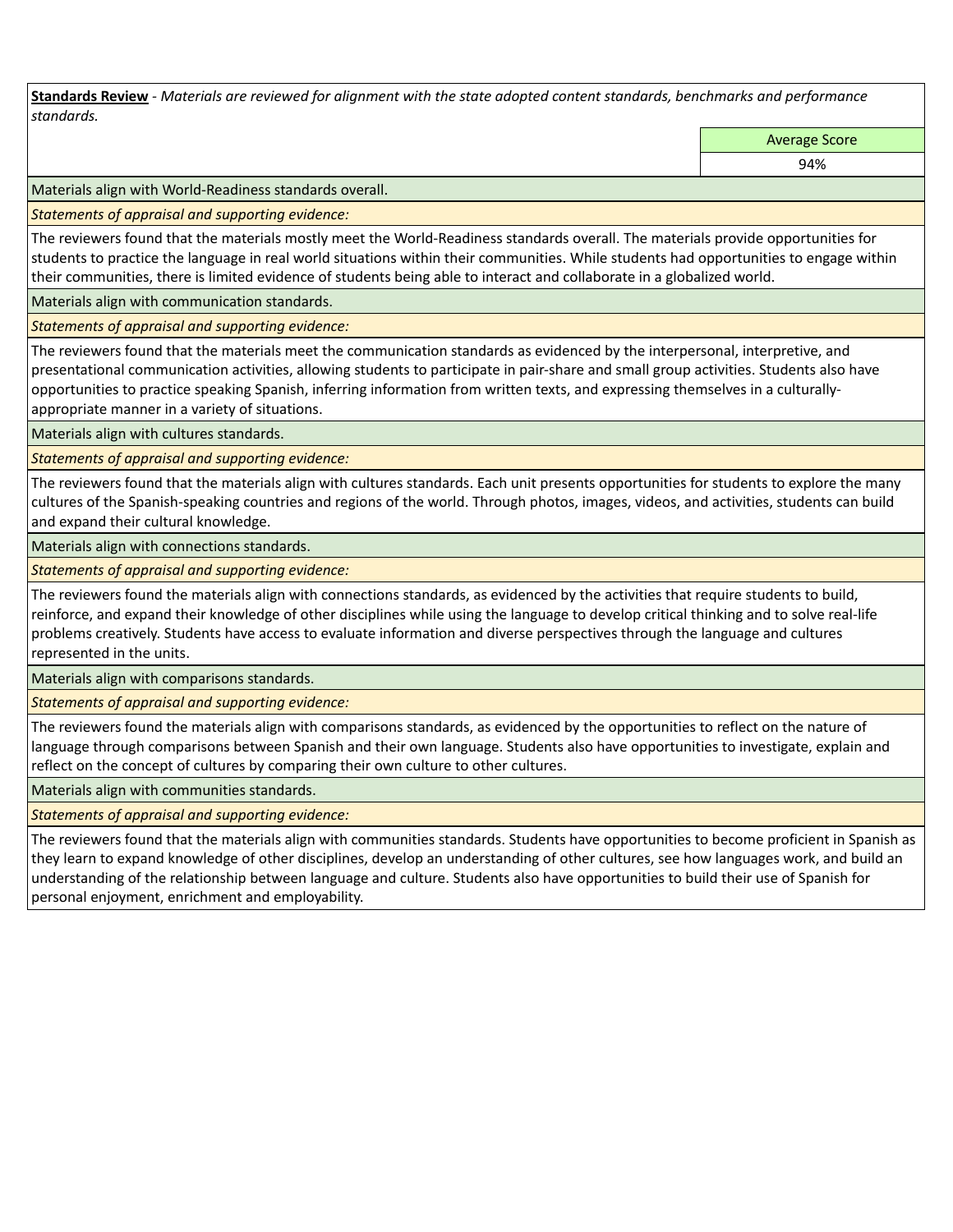**Standards Review** - *Materials are reviewed for alignment with the state adopted content standards, benchmarks and performance standards.*

| Average Score |
| --- |
| 94% |

Materials align with World-Readiness standards overall.

*Statements of appraisal and supporting evidence:*

The reviewers found that the materials mostly meet the World-Readiness standards overall. The materials provide opportunities for students to practice the language in real world situations within their communities. While students had opportunities to engage within their communities, there is limited evidence of students being able to interact and collaborate in a globalized world.

Materials align with communication standards.

*Statements of appraisal and supporting evidence:*

The reviewers found that the materials meet the communication standards as evidenced by the interpersonal, interpretive, and presentational communication activities, allowing students to participate in pair-share and small group activities. Students also have opportunities to practice speaking Spanish, inferring information from written texts, and expressing themselves in a culturally-appropriate manner in a variety of situations.

Materials align with cultures standards.

*Statements of appraisal and supporting evidence:*

The reviewers found that the materials align with cultures standards. Each unit presents opportunities for students to explore the many cultures of the Spanish-speaking countries and regions of the world. Through photos, images, videos, and activities, students can build and expand their cultural knowledge.

Materials align with connections standards.

*Statements of appraisal and supporting evidence:*

The reviewers found the materials align with connections standards, as evidenced by the activities that require students to build, reinforce, and expand their knowledge of other disciplines while using the language to develop critical thinking and to solve real-life problems creatively. Students have access to evaluate information and diverse perspectives through the language and cultures represented in the units.

Materials align with comparisons standards.

*Statements of appraisal and supporting evidence:*

The reviewers found the materials align with comparisons standards, as evidenced by the opportunities to reflect on the nature of language through comparisons between Spanish and their own language. Students also have opportunities to investigate, explain and reflect on the concept of cultures by comparing their own culture to other cultures.

Materials align with communities standards.

*Statements of appraisal and supporting evidence:*

The reviewers found that the materials align with communities standards. Students have opportunities to become proficient in Spanish as they learn to expand knowledge of other disciplines, develop an understanding of other cultures, see how languages work, and build an understanding of the relationship between language and culture. Students also have opportunities to build their use of Spanish for personal enjoyment, enrichment and employability.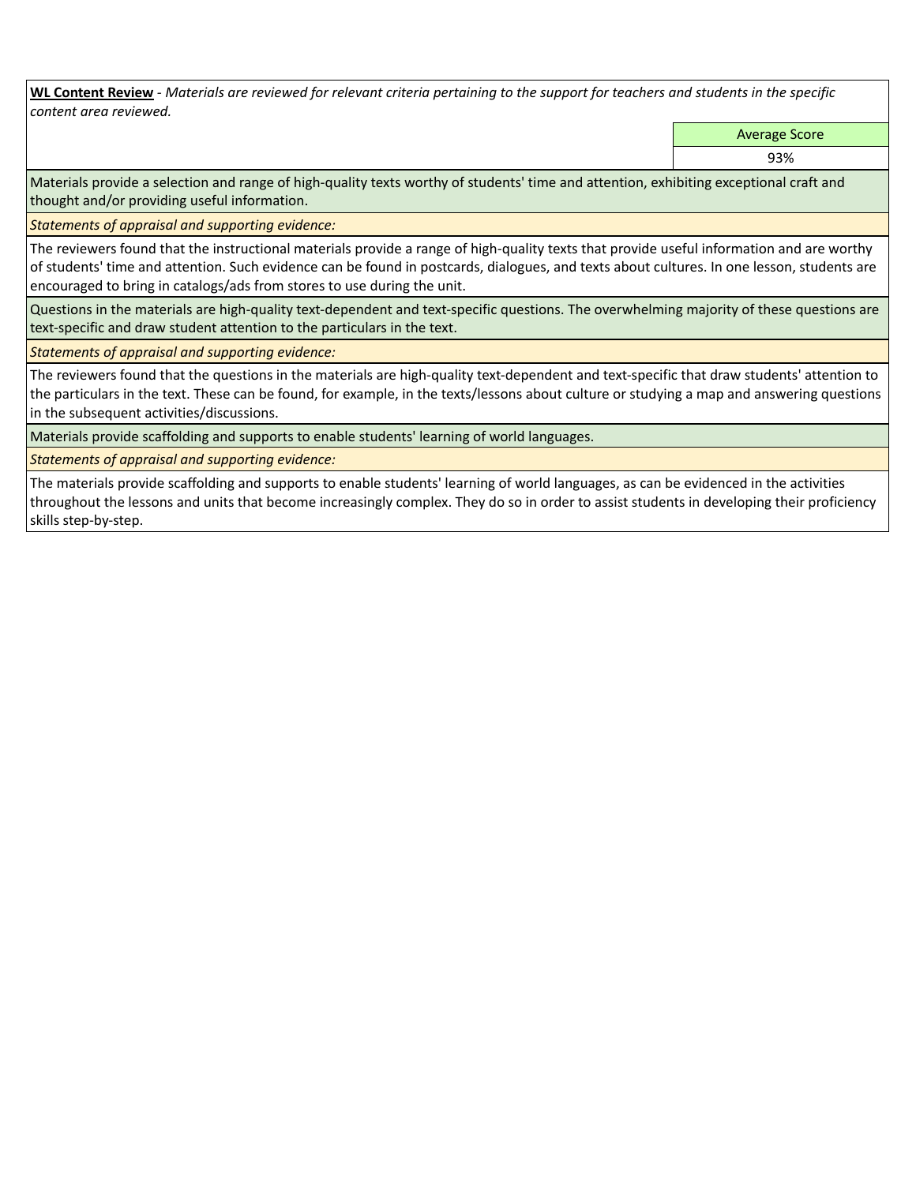**WL Content Review** - *Materials are reviewed for relevant criteria pertaining to the support for teachers and students in the specific content area reviewed.*

| | Average Score |
|---|---|
| | 93% |

Materials provide a selection and range of high-quality texts worthy of students' time and attention, exhibiting exceptional craft and thought and/or providing useful information.

*Statements of appraisal and supporting evidence:*

The reviewers found that the instructional materials provide a range of high-quality texts that provide useful information and are worthy of students' time and attention. Such evidence can be found in postcards, dialogues, and texts about cultures. In one lesson, students are encouraged to bring in catalogs/ads from stores to use during the unit.

Questions in the materials are high-quality text-dependent and text-specific questions. The overwhelming majority of these questions are text-specific and draw student attention to the particulars in the text.

*Statements of appraisal and supporting evidence:*

The reviewers found that the questions in the materials are high-quality text-dependent and text-specific that draw students' attention to the particulars in the text. These can be found, for example, in the texts/lessons about culture or studying a map and answering questions in the subsequent activities/discussions.

Materials provide scaffolding and supports to enable students' learning of world languages.

*Statements of appraisal and supporting evidence:*

The materials provide scaffolding and supports to enable students' learning of world languages, as can be evidenced in the activities throughout the lessons and units that become increasingly complex. They do so in order to assist students in developing their proficiency skills step-by-step.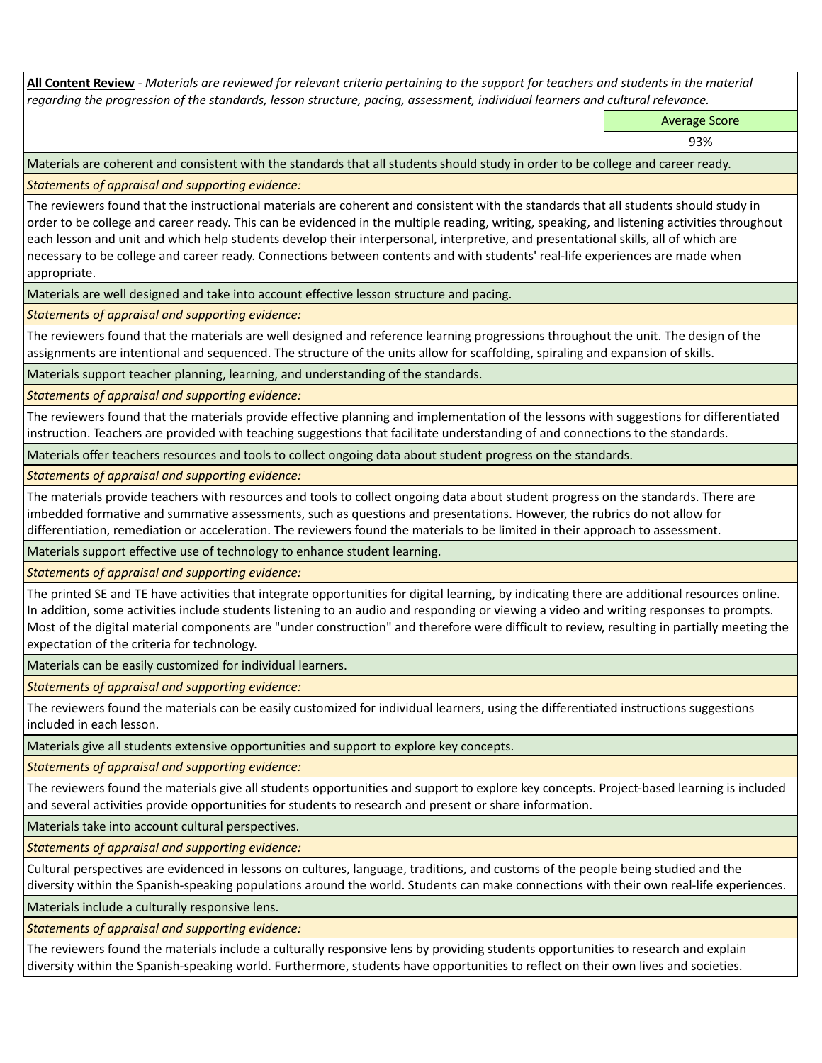**All Content Review** - *Materials are reviewed for relevant criteria pertaining to the support for teachers and students in the material regarding the progression of the standards, lesson structure, pacing, assessment, individual learners and cultural relevance.*

| Average Score |
| --- |
| 93% |

Materials are coherent and consistent with the standards that all students should study in order to be college and career ready.

*Statements of appraisal and supporting evidence:*

The reviewers found that the instructional materials are coherent and consistent with the standards that all students should study in order to be college and career ready. This can be evidenced in the multiple reading, writing, speaking, and listening activities throughout each lesson and unit and which help students develop their interpersonal, interpretive, and presentational skills, all of which are necessary to be college and career ready. Connections between contents and with students' real-life experiences are made when appropriate.

Materials are well designed and take into account effective lesson structure and pacing.

*Statements of appraisal and supporting evidence:*

The reviewers found that the materials are well designed and reference learning progressions throughout the unit. The design of the assignments are intentional and sequenced. The structure of the units allow for scaffolding, spiraling and expansion of skills.

Materials support teacher planning, learning, and understanding of the standards.

*Statements of appraisal and supporting evidence:*

The reviewers found that the materials provide effective planning and implementation of the lessons with suggestions for differentiated instruction. Teachers are provided with teaching suggestions that facilitate understanding of and connections to the standards.

Materials offer teachers resources and tools to collect ongoing data about student progress on the standards.

*Statements of appraisal and supporting evidence:*

The materials provide teachers with resources and tools to collect ongoing data about student progress on the standards. There are imbedded formative and summative assessments, such as questions and presentations. However, the rubrics do not allow for differentiation, remediation or acceleration. The reviewers found the materials to be limited in their approach to assessment.

Materials support effective use of technology to enhance student learning.

*Statements of appraisal and supporting evidence:*

The printed SE and TE have activities that integrate opportunities for digital learning, by indicating there are additional resources online. In addition, some activities include students listening to an audio and responding or viewing a video and writing responses to prompts. Most of the digital material components are "under construction" and therefore were difficult to review, resulting in partially meeting the expectation of the criteria for technology.

Materials can be easily customized for individual learners.

*Statements of appraisal and supporting evidence:*

The reviewers found the materials can be easily customized for individual learners, using the differentiated instructions suggestions included in each lesson.

Materials give all students extensive opportunities and support to explore key concepts.

*Statements of appraisal and supporting evidence:*

The reviewers found the materials give all students opportunities and support to explore key concepts. Project-based learning is included and several activities provide opportunities for students to research and present or share information.

Materials take into account cultural perspectives.

*Statements of appraisal and supporting evidence:*

Cultural perspectives are evidenced in lessons on cultures, language, traditions, and customs of the people being studied and the diversity within the Spanish-speaking populations around the world. Students can make connections with their own real-life experiences.

Materials include a culturally responsive lens.

*Statements of appraisal and supporting evidence:*

The reviewers found the materials include a culturally responsive lens by providing students opportunities to research and explain diversity within the Spanish-speaking world. Furthermore, students have opportunities to reflect on their own lives and societies.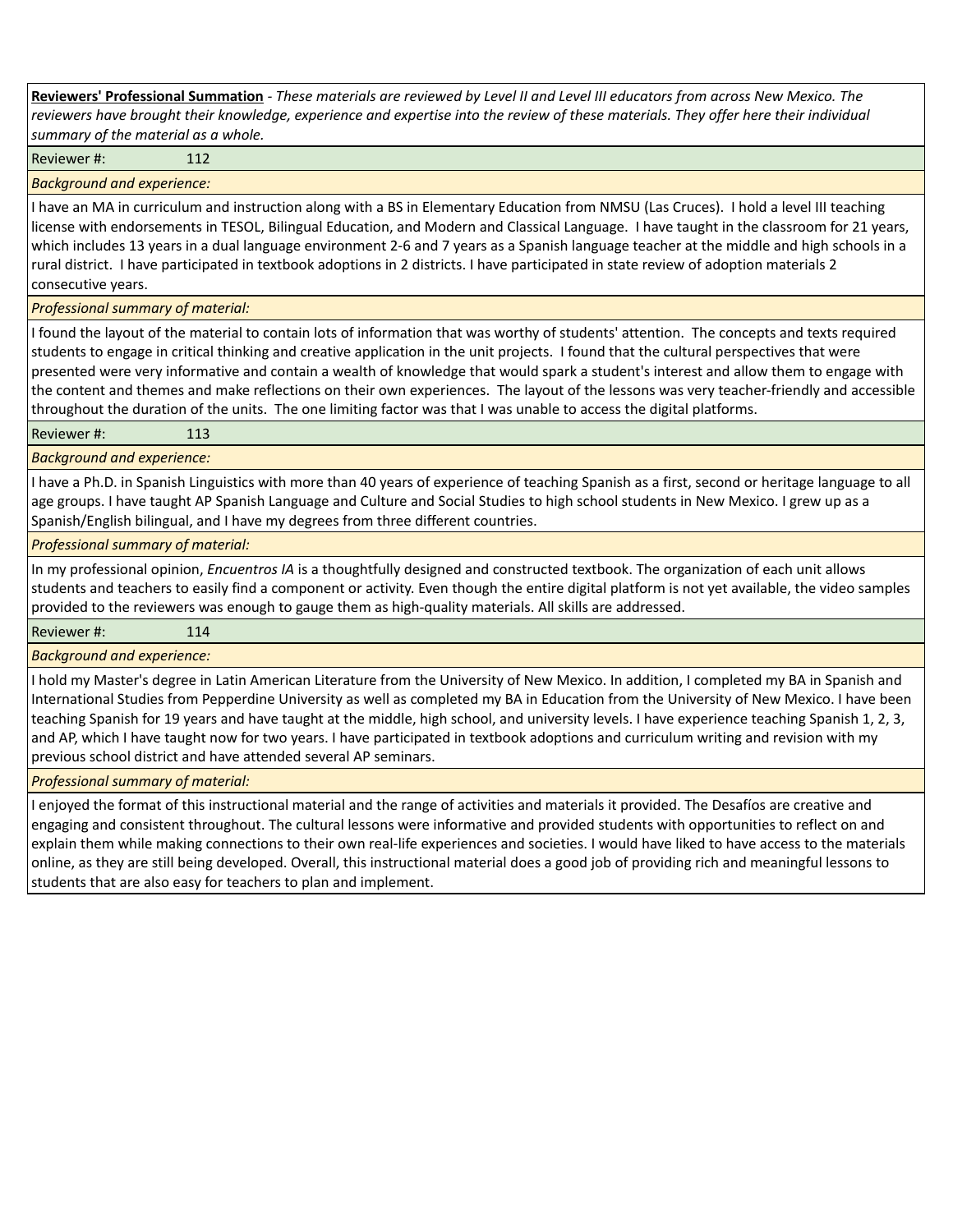**<u>Reviewers' Professional Summation</u>** - *These materials are reviewed by Level II and Level III educators from across New Mexico. The reviewers have brought their knowledge, experience and expertise into the review of these materials. They offer here their individual summary of the material as a whole.*

Reviewer #: 112

*Background and experience:*

I have an MA in curriculum and instruction along with a BS in Elementary Education from NMSU (Las Cruces). I hold a level III teaching license with endorsements in TESOL, Bilingual Education, and Modern and Classical Language. I have taught in the classroom for 21 years, which includes 13 years in a dual language environment 2-6 and 7 years as a Spanish language teacher at the middle and high schools in a rural district. I have participated in textbook adoptions in 2 districts. I have participated in state review of adoption materials 2 consecutive years.

*Professional summary of material:*

I found the layout of the material to contain lots of information that was worthy of students' attention. The concepts and texts required students to engage in critical thinking and creative application in the unit projects. I found that the cultural perspectives that were presented were very informative and contain a wealth of knowledge that would spark a student's interest and allow them to engage with the content and themes and make reflections on their own experiences. The layout of the lessons was very teacher-friendly and accessible throughout the duration of the units. The one limiting factor was that I was unable to access the digital platforms.

Reviewer #: 113

*Background and experience:*

I have a Ph.D. in Spanish Linguistics with more than 40 years of experience of teaching Spanish as a first, second or heritage language to all age groups. I have taught AP Spanish Language and Culture and Social Studies to high school students in New Mexico. I grew up as a Spanish/English bilingual, and I have my degrees from three different countries.

*Professional summary of material:*

In my professional opinion, *Encuentros IA* is a thoughtfully designed and constructed textbook. The organization of each unit allows students and teachers to easily find a component or activity. Even though the entire digital platform is not yet available, the video samples provided to the reviewers was enough to gauge them as high-quality materials. All skills are addressed.

Reviewer #: 114

*Background and experience:*

I hold my Master's degree in Latin American Literature from the University of New Mexico. In addition, I completed my BA in Spanish and International Studies from Pepperdine University as well as completed my BA in Education from the University of New Mexico. I have been teaching Spanish for 19 years and have taught at the middle, high school, and university levels. I have experience teaching Spanish 1, 2, 3, and AP, which I have taught now for two years. I have participated in textbook adoptions and curriculum writing and revision with my previous school district and have attended several AP seminars.

*Professional summary of material:*

I enjoyed the format of this instructional material and the range of activities and materials it provided. The Desafíos are creative and engaging and consistent throughout. The cultural lessons were informative and provided students with opportunities to reflect on and explain them while making connections to their own real-life experiences and societies. I would have liked to have access to the materials online, as they are still being developed. Overall, this instructional material does a good job of providing rich and meaningful lessons to students that are also easy for teachers to plan and implement.